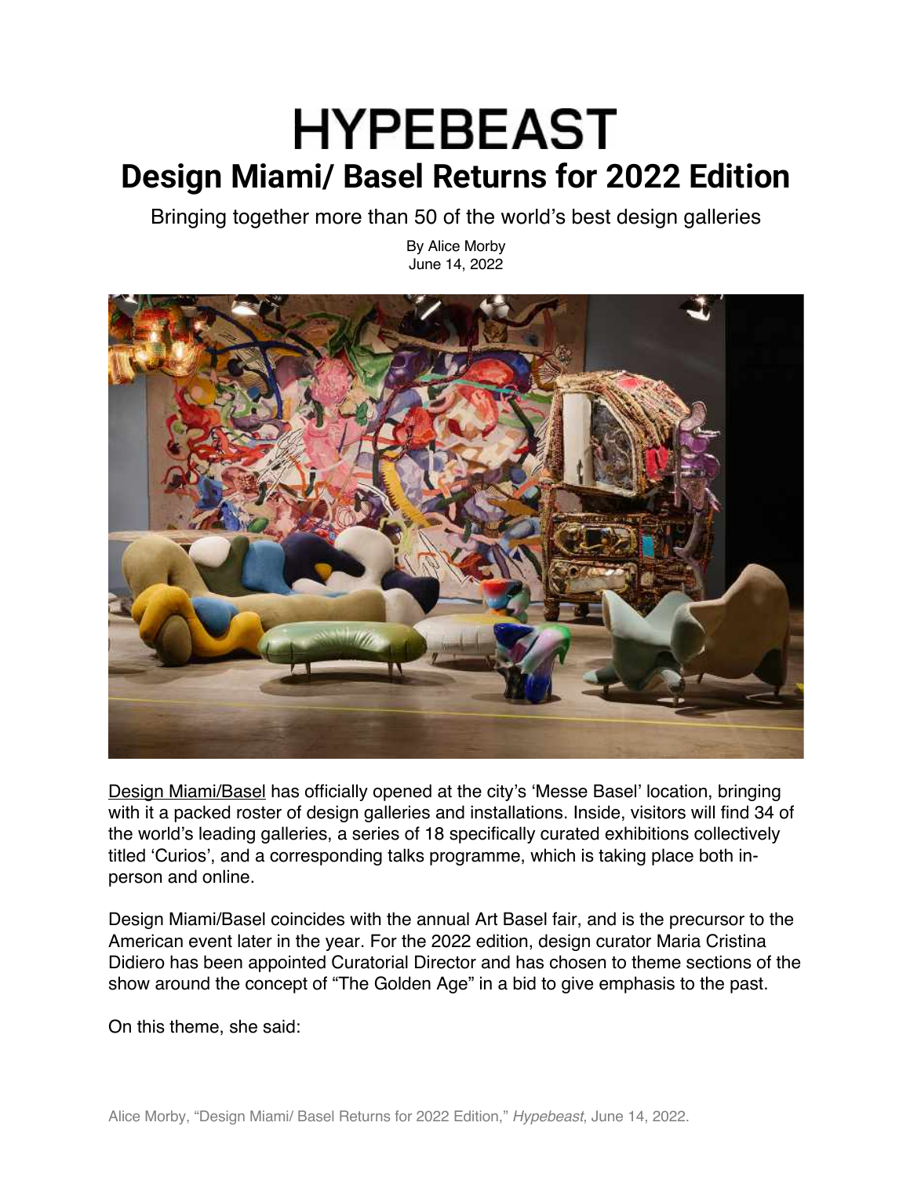# HYPEBEAST

## Design Miami/ Basel Returns for 2022 Edition

Bringing together more than 50 of the world's best design galleries

By Alice Morby
June 14, 2022

Design Miami/Basel has officially opened at the city's 'Messe Basel' location, bringing with it a packed roster of design galleries and installations. Inside, visitors will find 34 of the world's leading galleries, a series of 18 specifically curated exhibitions collectively titled 'Curios', and a corresponding talks programme, which is taking place both in-person and online.

Design Miami/Basel coincides with the annual Art Basel fair, and is the precursor to the American event later in the year. For the 2022 edition, design curator Maria Cristina Didiero has been appointed Curatorial Director and has chosen to theme sections of the show around the concept of "The Golden Age" in a bid to give emphasis to the past.

On this theme, she said:

Alice Morby, "Design Miami/ Basel Returns for 2022 Edition," *Hypebeast*, June 14, 2022.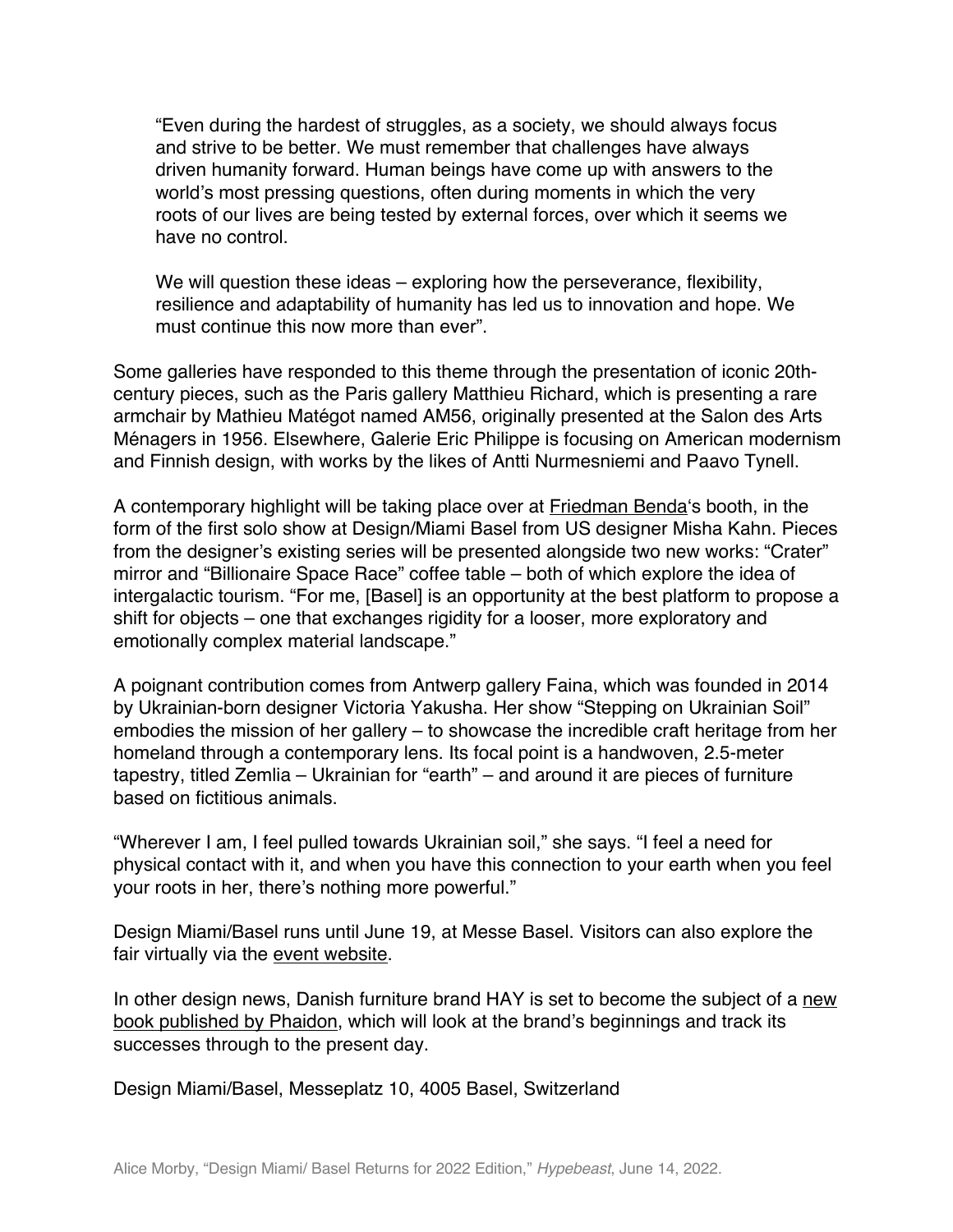> "Even during the hardest of struggles, as a society, we should always focus and strive to be better. We must remember that challenges have always driven humanity forward. Human beings have come up with answers to the world's most pressing questions, often during moments in which the very roots of our lives are being tested by external forces, over which it seems we have no control.
>
> We will question these ideas – exploring how the perseverance, flexibility, resilience and adaptability of humanity has led us to innovation and hope. We must continue this now more than ever".

Some galleries have responded to this theme through the presentation of iconic 20th-century pieces, such as the Paris gallery Matthieu Richard, which is presenting a rare armchair by Mathieu Matégot named AM56, originally presented at the Salon des Arts Ménagers in 1956. Elsewhere, Galerie Eric Philippe is focusing on American modernism and Finnish design, with works by the likes of Antti Nurmesniemi and Paavo Tynell.

A contemporary highlight will be taking place over at Friedman Benda's booth, in the form of the first solo show at Design/Miami Basel from US designer Misha Kahn. Pieces from the designer's existing series will be presented alongside two new works: "Crater" mirror and "Billionaire Space Race" coffee table – both of which explore the idea of intergalactic tourism. "For me, [Basel] is an opportunity at the best platform to propose a shift for objects – one that exchanges rigidity for a looser, more exploratory and emotionally complex material landscape."

A poignant contribution comes from Antwerp gallery Faina, which was founded in 2014 by Ukrainian-born designer Victoria Yakusha. Her show "Stepping on Ukrainian Soil" embodies the mission of her gallery – to showcase the incredible craft heritage from her homeland through a contemporary lens. Its focal point is a handwoven, 2.5-meter tapestry, titled Zemlia – Ukrainian for "earth" – and around it are pieces of furniture based on fictitious animals.

"Wherever I am, I feel pulled towards Ukrainian soil," she says. "I feel a need for physical contact with it, and when you have this connection to your earth when you feel your roots in her, there's nothing more powerful."

Design Miami/Basel runs until June 19, at Messe Basel. Visitors can also explore the fair virtually via the event website.

In other design news, Danish furniture brand HAY is set to become the subject of a new book published by Phaidon, which will look at the brand's beginnings and track its successes through to the present day.

Design Miami/Basel, Messeplatz 10, 4005 Basel, Switzerland

Alice Morby, "Design Miami/ Basel Returns for 2022 Edition," *Hypebeast*, June 14, 2022.